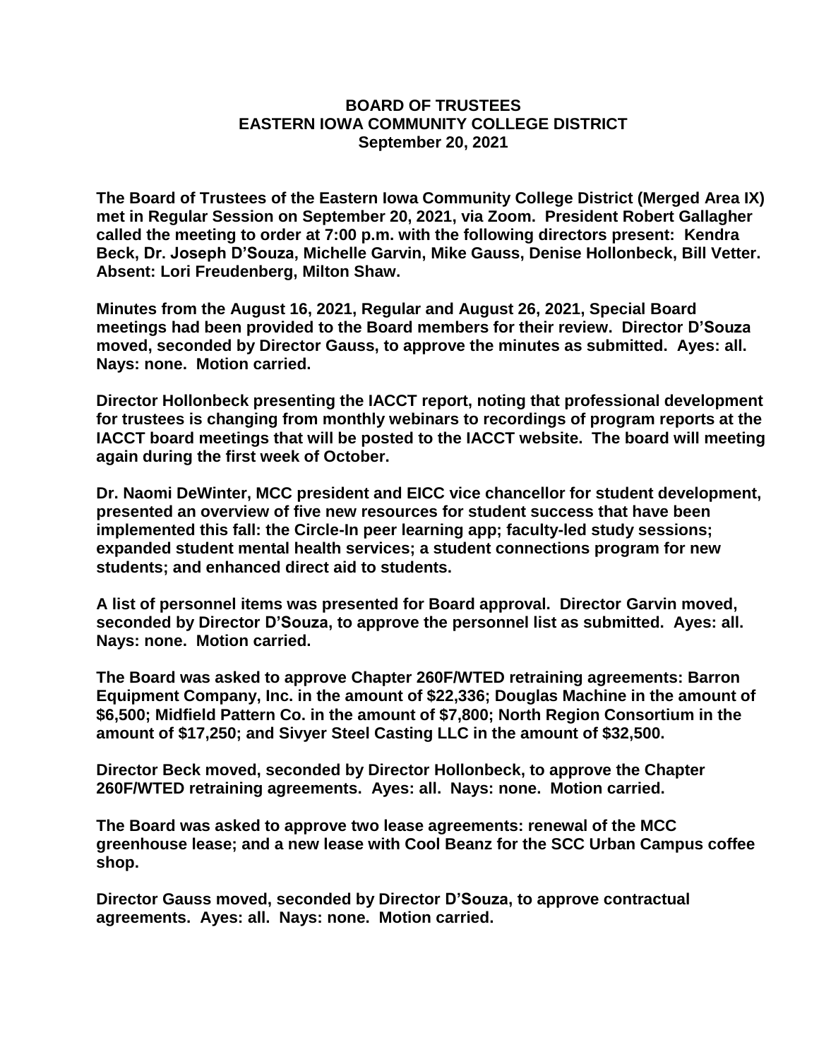**BOARD OF TRUSTEES**
**EASTERN IOWA COMMUNITY COLLEGE DISTRICT**
**September 20, 2021**

**The Board of Trustees of the Eastern Iowa Community College District (Merged Area IX) met in Regular Session on September 20, 2021, via Zoom. President Robert Gallagher called the meeting to order at 7:00 p.m. with the following directors present: Kendra Beck, Dr. Joseph D'Souza, Michelle Garvin, Mike Gauss, Denise Hollonbeck, Bill Vetter. Absent: Lori Freudenberg, Milton Shaw.**

**Minutes from the August 16, 2021, Regular and August 26, 2021, Special Board meetings had been provided to the Board members for their review. Director D'Souza moved, seconded by Director Gauss, to approve the minutes as submitted. Ayes: all. Nays: none. Motion carried.**

**Director Hollonbeck presenting the IACCT report, noting that professional development for trustees is changing from monthly webinars to recordings of program reports at the IACCT board meetings that will be posted to the IACCT website. The board will meeting again during the first week of October.**

**Dr. Naomi DeWinter, MCC president and EICC vice chancellor for student development, presented an overview of five new resources for student success that have been implemented this fall: the Circle-In peer learning app; faculty-led study sessions; expanded student mental health services; a student connections program for new students; and enhanced direct aid to students.**

**A list of personnel items was presented for Board approval. Director Garvin moved, seconded by Director D'Souza, to approve the personnel list as submitted. Ayes: all. Nays: none. Motion carried.**

**The Board was asked to approve Chapter 260F/WTED retraining agreements: Barron Equipment Company, Inc. in the amount of $22,336; Douglas Machine in the amount of $6,500; Midfield Pattern Co. in the amount of $7,800; North Region Consortium in the amount of $17,250; and Sivyer Steel Casting LLC in the amount of $32,500.**

**Director Beck moved, seconded by Director Hollonbeck, to approve the Chapter 260F/WTED retraining agreements. Ayes: all. Nays: none. Motion carried.**

**The Board was asked to approve two lease agreements: renewal of the MCC greenhouse lease; and a new lease with Cool Beanz for the SCC Urban Campus coffee shop.**

**Director Gauss moved, seconded by Director D'Souza, to approve contractual agreements. Ayes: all. Nays: none. Motion carried.**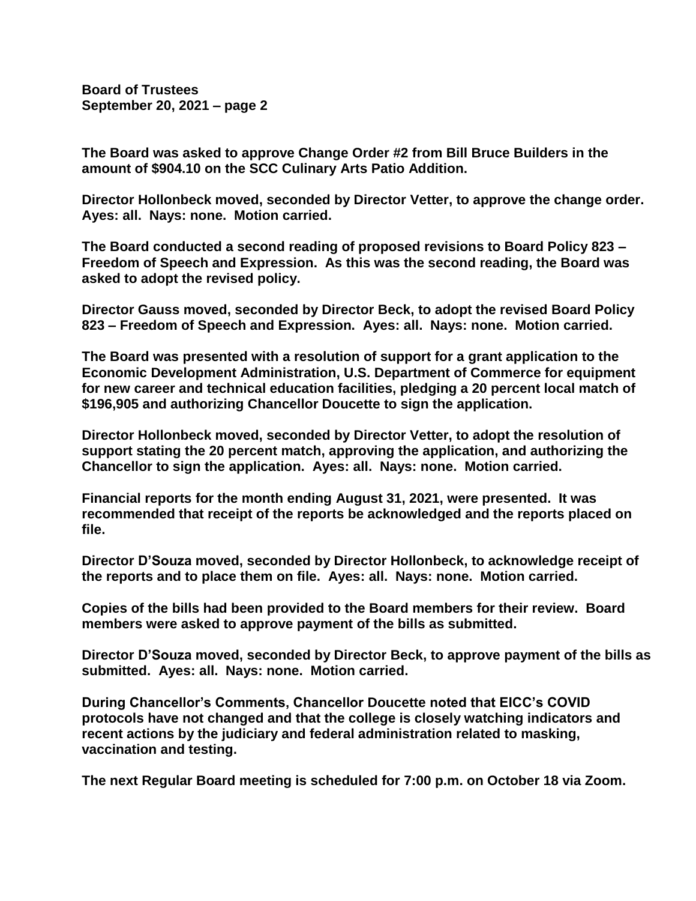The Board was asked to approve Change Order #2 from Bill Bruce Builders in the amount of $904.10 on the SCC Culinary Arts Patio Addition.

Director Hollonbeck moved, seconded by Director Vetter, to approve the change order. Ayes: all. Nays: none. Motion carried.

The Board conducted a second reading of proposed revisions to Board Policy 823 – Freedom of Speech and Expression. As this was the second reading, the Board was asked to adopt the revised policy.

Director Gauss moved, seconded by Director Beck, to adopt the revised Board Policy 823 – Freedom of Speech and Expression. Ayes: all. Nays: none. Motion carried.

The Board was presented with a resolution of support for a grant application to the Economic Development Administration, U.S. Department of Commerce for equipment for new career and technical education facilities, pledging a 20 percent local match of $196,905 and authorizing Chancellor Doucette to sign the application.

Director Hollonbeck moved, seconded by Director Vetter, to adopt the resolution of support stating the 20 percent match, approving the application, and authorizing the Chancellor to sign the application. Ayes: all. Nays: none. Motion carried.

Financial reports for the month ending August 31, 2021, were presented. It was recommended that receipt of the reports be acknowledged and the reports placed on file.

Director D'Souza moved, seconded by Director Hollonbeck, to acknowledge receipt of the reports and to place them on file. Ayes: all. Nays: none. Motion carried.

Copies of the bills had been provided to the Board members for their review. Board members were asked to approve payment of the bills as submitted.

Director D'Souza moved, seconded by Director Beck, to approve payment of the bills as submitted. Ayes: all. Nays: none. Motion carried.

During Chancellor's Comments, Chancellor Doucette noted that EICC's COVID protocols have not changed and that the college is closely watching indicators and recent actions by the judiciary and federal administration related to masking, vaccination and testing.

The next Regular Board meeting is scheduled for 7:00 p.m. on October 18 via Zoom.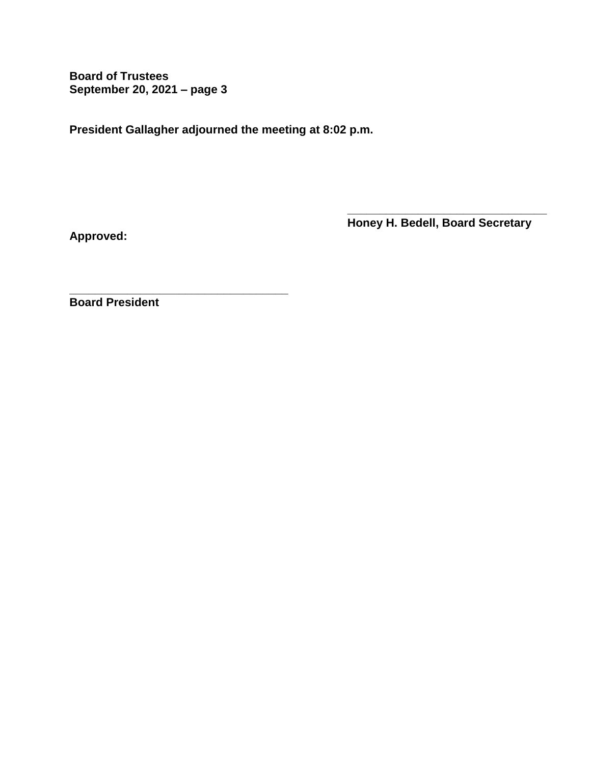**President Gallagher adjourned the meeting at 8:02 p.m.**

\_\_\_\_\_\_\_\_\_\_\_\_\_\_\_\_\_\_\_\_\_\_\_\_\_\_\_\_\_\_\_\_\_\_

**Honey H. Bedell, Board Secretary**

**Approved:**

\_\_\_\_\_\_\_\_\_\_\_\_\_\_\_\_\_\_\_\_\_\_\_\_\_\_\_\_\_\_\_\_\_\_\_\_\_

**Board President**